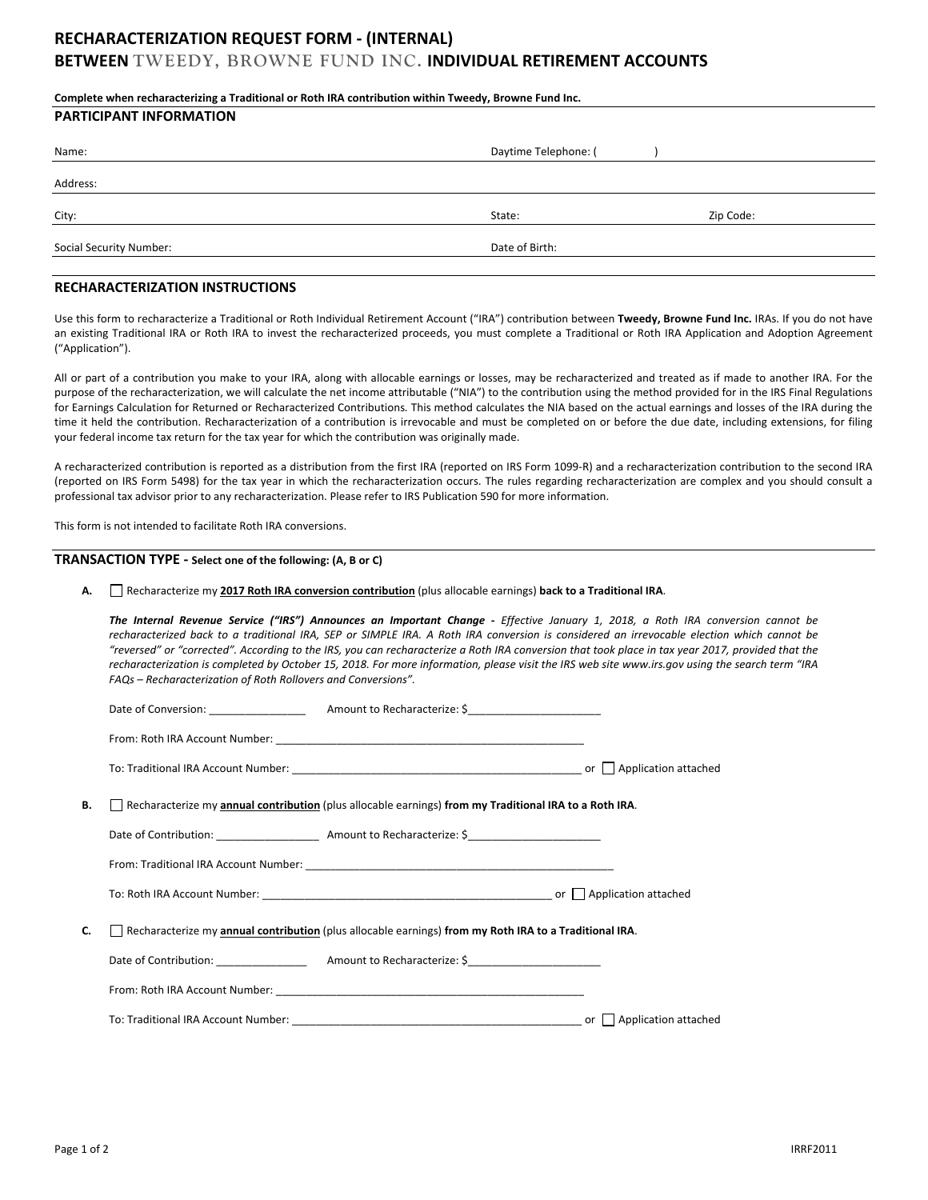# RECHARACTERIZATION REQUEST FORM - (INTERNAL)
# BETWEEN TWEEDY, BROWNE FUND INC. INDIVIDUAL RETIREMENT ACCOUNTS

**Complete when recharacterizing a Traditional or Roth IRA contribution within Tweedy, Browne Fund Inc.**

## PARTICIPANT INFORMATION

Name: Daytime Telephone: ( )

Address:

City: State: Zip Code:

Social Security Number: Date of Birth:

## RECHARACTERIZATION INSTRUCTIONS

Use this form to recharacterize a Traditional or Roth Individual Retirement Account ("IRA") contribution between **Tweedy, Browne Fund Inc.** IRAs. If you do not have an existing Traditional IRA or Roth IRA to invest the recharacterized proceeds, you must complete a Traditional or Roth IRA Application and Adoption Agreement ("Application").

All or part of a contribution you make to your IRA, along with allocable earnings or losses, may be recharacterized and treated as if made to another IRA. For the purpose of the recharacterization, we will calculate the net income attributable ("NIA") to the contribution using the method provided for in the IRS Final Regulations for Earnings Calculation for Returned or Recharacterized Contributions. This method calculates the NIA based on the actual earnings and losses of the IRA during the time it held the contribution. Recharacterization of a contribution is irrevocable and must be completed on or before the due date, including extensions, for filing your federal income tax return for the tax year for which the contribution was originally made.

A recharacterized contribution is reported as a distribution from the first IRA (reported on IRS Form 1099-R) and a recharacterization contribution to the second IRA (reported on IRS Form 5498) for the tax year in which the recharacterization occurs. The rules regarding recharacterization are complex and you should consult a professional tax advisor prior to any recharacterization. Please refer to IRS Publication 590 for more information.

This form is not intended to facilitate Roth IRA conversions.

## TRANSACTION TYPE - Select one of the following: (A, B or C)

**A.** ☐ Recharacterize my **2017 Roth IRA conversion contribution** (plus allocable earnings) **back to a Traditional IRA**.

***The Internal Revenue Service ("IRS") Announces an Important Change -*** *Effective January 1, 2018, a Roth IRA conversion cannot be recharacterized back to a traditional IRA, SEP or SIMPLE IRA. A Roth IRA conversion is considered an irrevocable election which cannot be "reversed" or "corrected". According to the IRS, you can recharacterize a Roth IRA conversion that took place in tax year 2017, provided that the recharacterization is completed by October 15, 2018. For more information, please visit the IRS web site www.irs.gov using the search term "IRA FAQs – Recharacterization of Roth Rollovers and Conversions".*

Date of Conversion: ________________ Amount to Recharacterize: $______________________

From: Roth IRA Account Number: ____________________________________________________

To: Traditional IRA Account Number: _________________________________________________ or ☐ Application attached

**B.** ☐ Recharacterize my **annual contribution** (plus allocable earnings) **from my Traditional IRA to a Roth IRA**.

Date of Contribution: _________________ Amount to Recharacterize: $______________________

From: Traditional IRA Account Number: ____________________________________________________

To: Roth IRA Account Number: _________________________________________________ or ☐ Application attached

**C.** ☐ Recharacterize my **annual contribution** (plus allocable earnings) **from my Roth IRA to a Traditional IRA**.

Date of Contribution: _______________ Amount to Recharacterize: $______________________

From: Roth IRA Account Number: ____________________________________________________

To: Traditional IRA Account Number: _________________________________________________ or ☐ Application attached

IRRF2011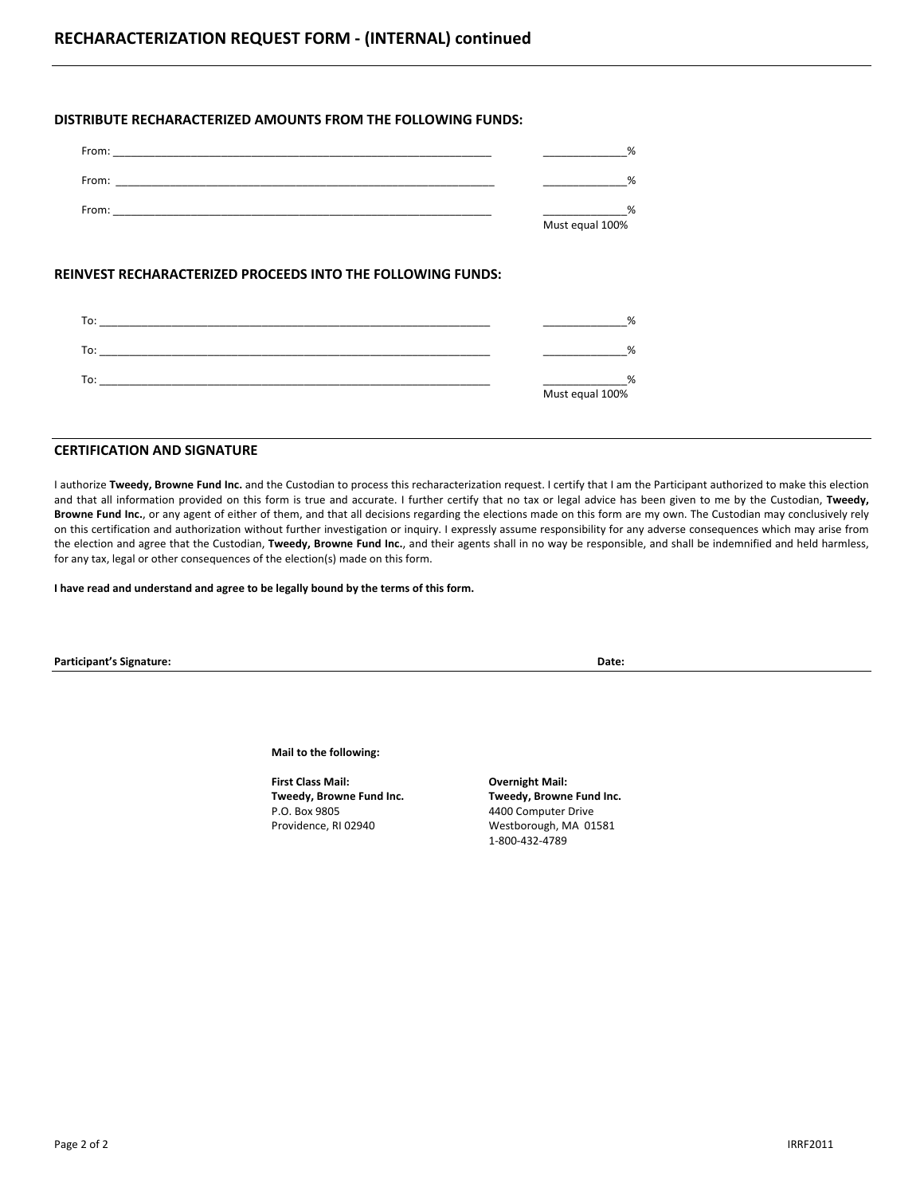## RECHARACTERIZATION REQUEST FORM - (INTERNAL) continued

### DISTRIBUTE RECHARACTERIZED AMOUNTS FROM THE FOLLOWING FUNDS:

From: ________________________________________________________________ _____________%

From: ________________________________________________________________ _____________%

From: ________________________________________________________________ _____________%
Must equal 100%

### REINVEST RECHARACTERIZED PROCEEDS INTO THE FOLLOWING FUNDS:

To: ________________________________________________________________ _____________%

To: ________________________________________________________________ _____________%

To: ________________________________________________________________ _____________%
Must equal 100%

### CERTIFICATION AND SIGNATURE

I authorize **Tweedy, Browne Fund Inc.** and the Custodian to process this recharacterization request. I certify that I am the Participant authorized to make this election and that all information provided on this form is true and accurate. I further certify that no tax or legal advice has been given to me by the Custodian, **Tweedy, Browne Fund Inc.**, or any agent of either of them, and that all decisions regarding the elections made on this form are my own. The Custodian may conclusively rely on this certification and authorization without further investigation or inquiry. I expressly assume responsibility for any adverse consequences which may arise from the election and agree that the Custodian, **Tweedy, Browne Fund Inc.**, and their agents shall in no way be responsible, and shall be indemnified and held harmless, for any tax, legal or other consequences of the election(s) made on this form.

**I have read and understand and agree to be legally bound by the terms of this form.**

**Participant's Signature:** **Date:**

**Mail to the following:**

**First Class Mail:**
**Tweedy, Browne Fund Inc.**
P.O. Box 9805
Providence, RI 02940

**Overnight Mail:**
**Tweedy, Browne Fund Inc.**
4400 Computer Drive
Westborough, MA 01581
1-800-432-4789

IRRF2011